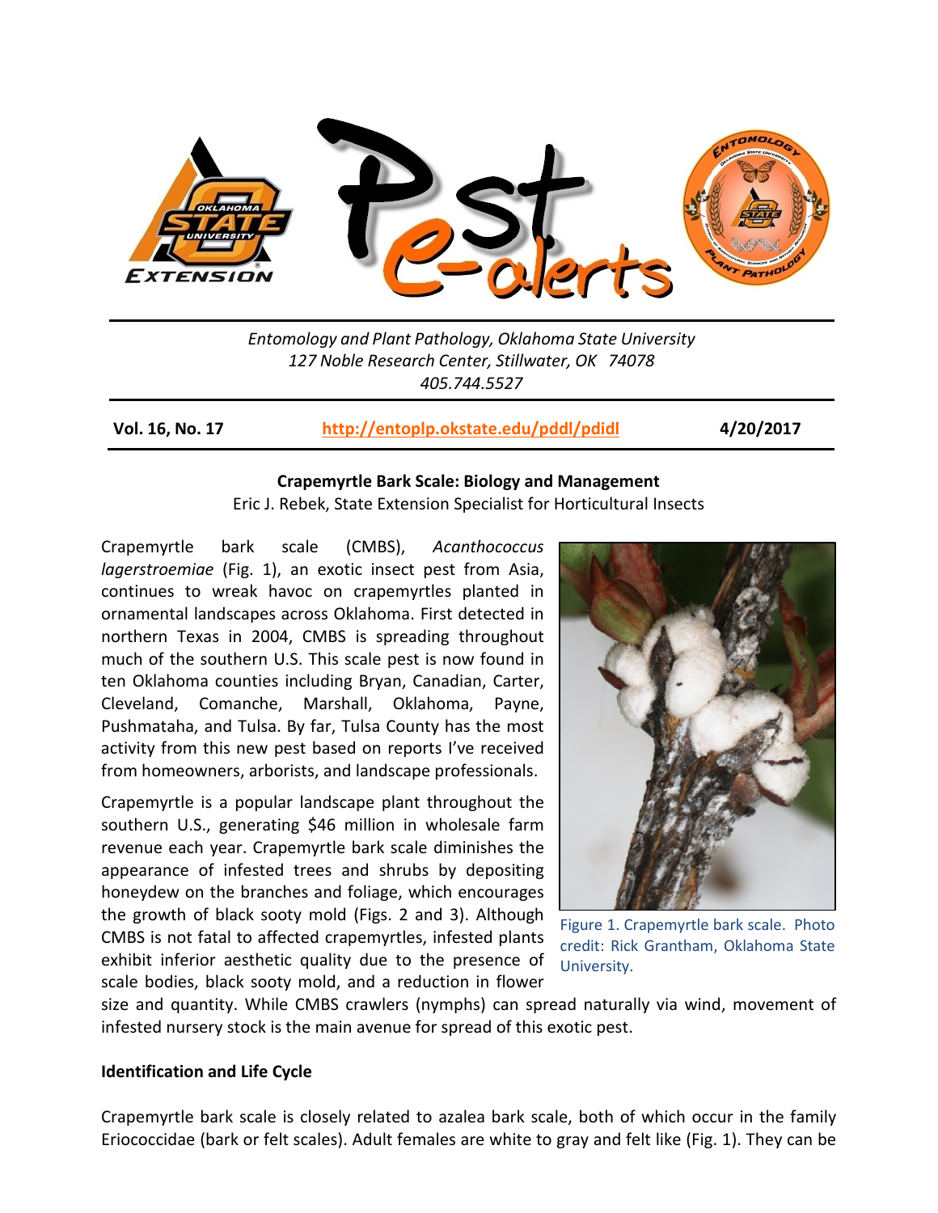Entomology and Plant Pathology, Oklahoma State University
127 Noble Research Center, Stillwater, OK 74078
405.744.5527

**Vol. 16, No. 17** | **http://entoplp.okstate.edu/pddl/pdidl** | **4/20/2017**

## Crapemyrtle Bark Scale: Biology and Management

Eric J. Rebek, State Extension Specialist for Horticultural Insects

Crapemyrtle bark scale (CMBS), *Acanthococcus lagerstroemiae* (Fig. 1), an exotic insect pest from Asia, continues to wreak havoc on crapemyrtles planted in ornamental landscapes across Oklahoma. First detected in northern Texas in 2004, CMBS is spreading throughout much of the southern U.S. This scale pest is now found in ten Oklahoma counties including Bryan, Canadian, Carter, Cleveland, Comanche, Marshall, Oklahoma, Payne, Pushmataha, and Tulsa. By far, Tulsa County has the most activity from this new pest based on reports I've received from homeowners, arborists, and landscape professionals.

Figure 1. Crapemyrtle bark scale. Photo credit: Rick Grantham, Oklahoma State University.

Crapemyrtle is a popular landscape plant throughout the southern U.S., generating $46 million in wholesale farm revenue each year. Crapemyrtle bark scale diminishes the appearance of infested trees and shrubs by depositing honeydew on the branches and foliage, which encourages the growth of black sooty mold (Figs. 2 and 3). Although CMBS is not fatal to affected crapemyrtles, infested plants exhibit inferior aesthetic quality due to the presence of scale bodies, black sooty mold, and a reduction in flower size and quantity. While CMBS crawlers (nymphs) can spread naturally via wind, movement of infested nursery stock is the main avenue for spread of this exotic pest.

### Identification and Life Cycle

Crapemyrtle bark scale is closely related to azalea bark scale, both of which occur in the family Eriococcidae (bark or felt scales). Adult females are white to gray and felt like (Fig. 1). They can be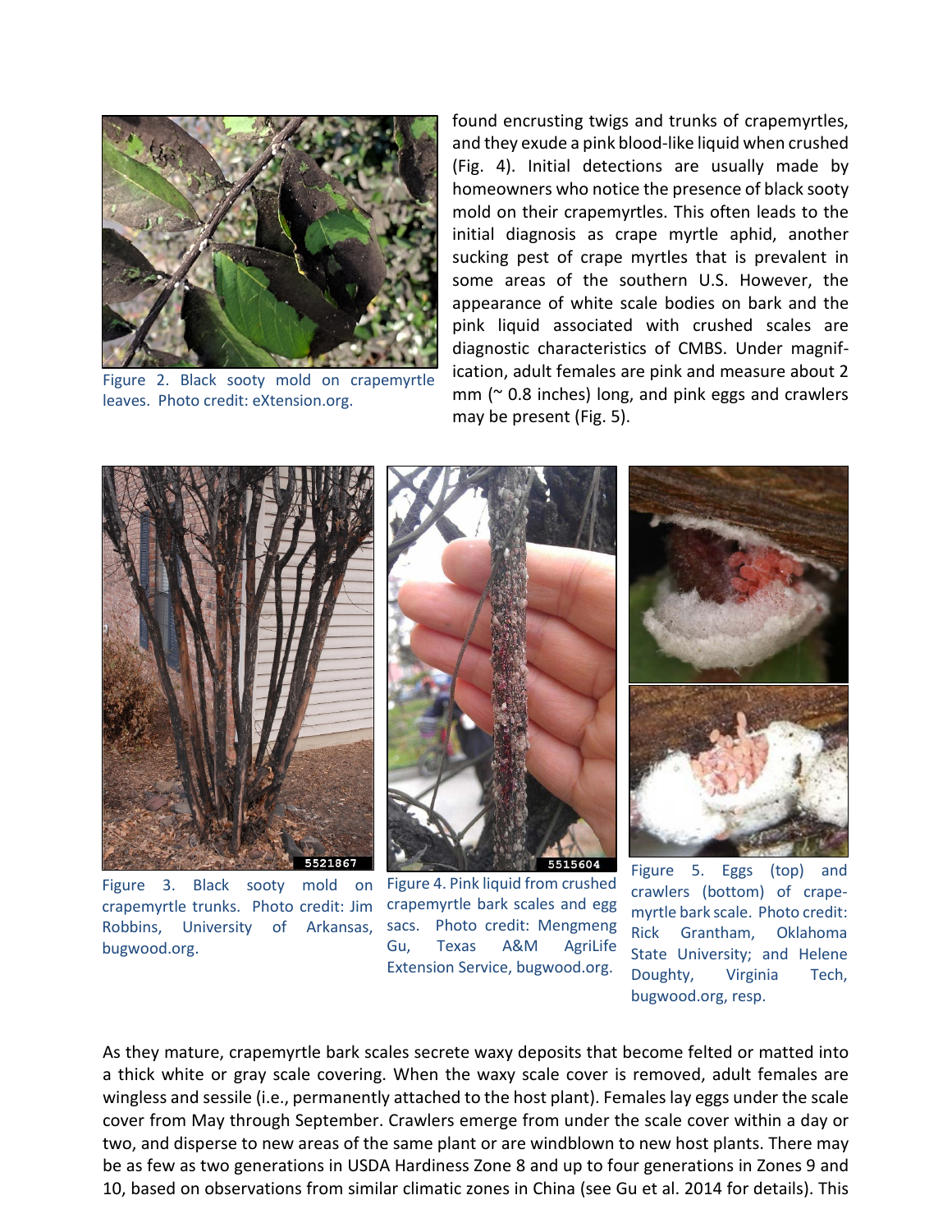Figure 2. Black sooty mold on crapemyrtle leaves. Photo credit: eXtension.org.

found encrusting twigs and trunks of crapemyrtles, and they exude a pink blood-like liquid when crushed (Fig. 4). Initial detections are usually made by homeowners who notice the presence of black sooty mold on their crapemyrtles. This often leads to the initial diagnosis as crape myrtle aphid, another sucking pest of crape myrtles that is prevalent in some areas of the southern U.S. However, the appearance of white scale bodies on bark and the pink liquid associated with crushed scales are diagnostic characteristics of CMBS. Under magnification, adult females are pink and measure about 2 mm (~ 0.8 inches) long, and pink eggs and crawlers may be present (Fig. 5).

Figure 3. Black sooty mold on crapemyrtle trunks. Photo credit: Jim Robbins, University of Arkansas, bugwood.org.

Figure 4. Pink liquid from crushed crapemyrtle bark scales and egg sacs. Photo credit: Mengmeng Gu, Texas A&M AgriLife Extension Service, bugwood.org.

Figure 5. Eggs (top) and crawlers (bottom) of crapemyrtle bark scale. Photo credit: Rick Grantham, Oklahoma State University; and Helene Doughty, Virginia Tech, bugwood.org, resp.

As they mature, crapemyrtle bark scales secrete waxy deposits that become felted or matted into a thick white or gray scale covering. When the waxy scale cover is removed, adult females are wingless and sessile (i.e., permanently attached to the host plant). Females lay eggs under the scale cover from May through September. Crawlers emerge from under the scale cover within a day or two, and disperse to new areas of the same plant or are windblown to new host plants. There may be as few as two generations in USDA Hardiness Zone 8 and up to four generations in Zones 9 and 10, based on observations from similar climatic zones in China (see Gu et al. 2014 for details). This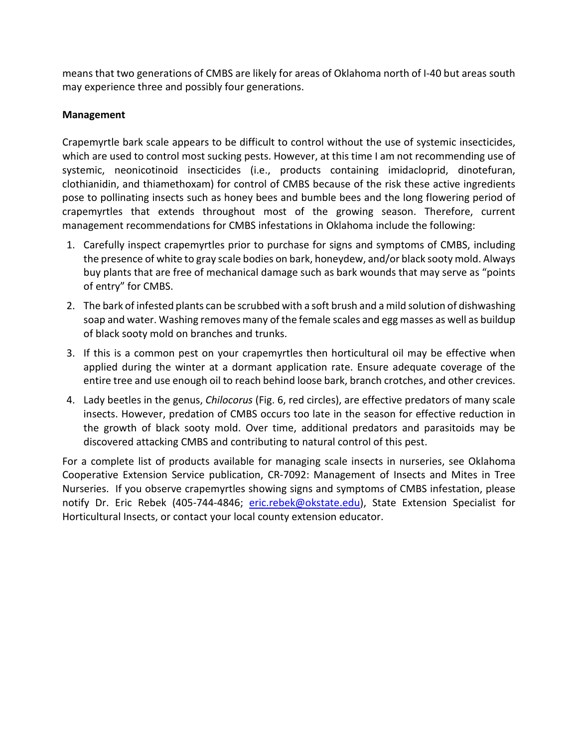means that two generations of CMBS are likely for areas of Oklahoma north of I-40 but areas south may experience three and possibly four generations.

**Management**

Crapemyrtle bark scale appears to be difficult to control without the use of systemic insecticides, which are used to control most sucking pests. However, at this time I am not recommending use of systemic, neonicotinoid insecticides (i.e., products containing imidacloprid, dinotefuran, clothianidin, and thiamethoxam) for control of CMBS because of the risk these active ingredients pose to pollinating insects such as honey bees and bumble bees and the long flowering period of crapemyrtles that extends throughout most of the growing season. Therefore, current management recommendations for CMBS infestations in Oklahoma include the following:

1. Carefully inspect crapemyrtles prior to purchase for signs and symptoms of CMBS, including the presence of white to gray scale bodies on bark, honeydew, and/or black sooty mold. Always buy plants that are free of mechanical damage such as bark wounds that may serve as "points of entry" for CMBS.
2. The bark of infested plants can be scrubbed with a soft brush and a mild solution of dishwashing soap and water. Washing removes many of the female scales and egg masses as well as buildup of black sooty mold on branches and trunks.
3. If this is a common pest on your crapemyrtles then horticultural oil may be effective when applied during the winter at a dormant application rate. Ensure adequate coverage of the entire tree and use enough oil to reach behind loose bark, branch crotches, and other crevices.
4. Lady beetles in the genus, *Chilocorus* (Fig. 6, red circles), are effective predators of many scale insects. However, predation of CMBS occurs too late in the season for effective reduction in the growth of black sooty mold. Over time, additional predators and parasitoids may be discovered attacking CMBS and contributing to natural control of this pest.

For a complete list of products available for managing scale insects in nurseries, see Oklahoma Cooperative Extension Service publication, CR-7092: Management of Insects and Mites in Tree Nurseries. If you observe crapemyrtles showing signs and symptoms of CMBS infestation, please notify Dr. Eric Rebek (405-744-4846; eric.rebek@okstate.edu), State Extension Specialist for Horticultural Insects, or contact your local county extension educator.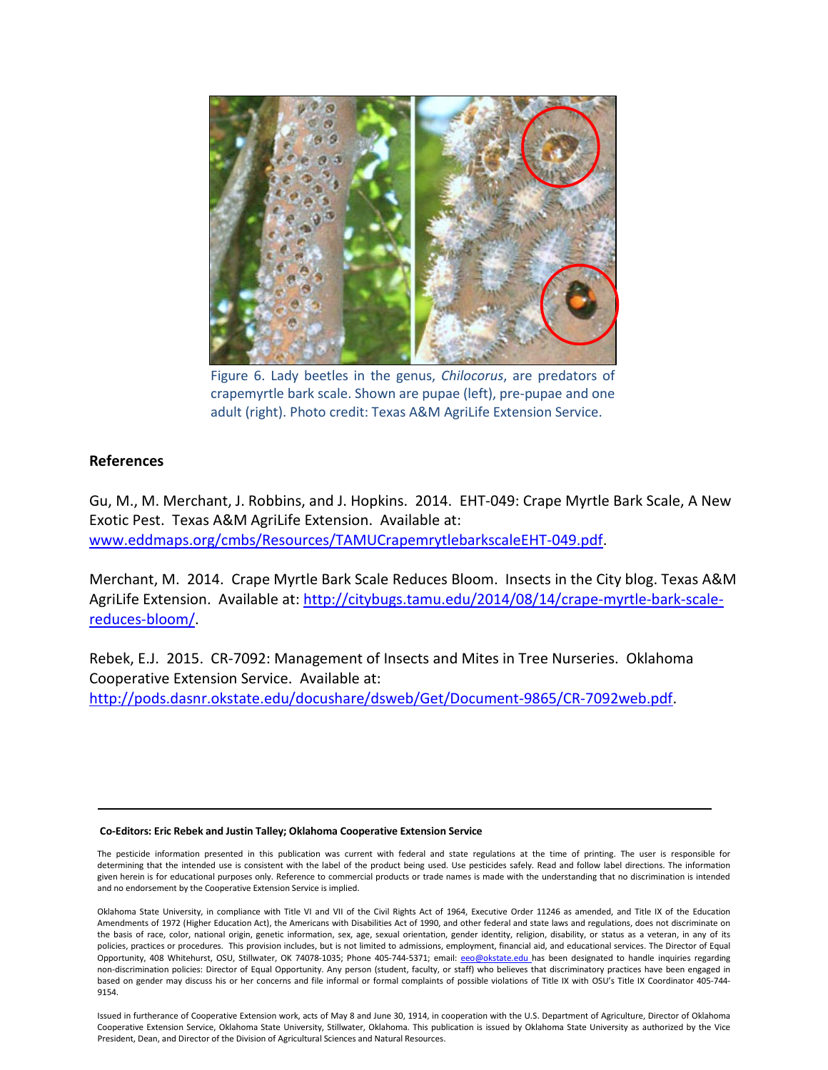Figure 6. Lady beetles in the genus, *Chilocorus*, are predators of crapemyrtle bark scale. Shown are pupae (left), pre-pupae and one adult (right). Photo credit: Texas A&M AgriLife Extension Service.

## References

Gu, M., M. Merchant, J. Robbins, and J. Hopkins. 2014. EHT-049: Crape Myrtle Bark Scale, A New Exotic Pest. Texas A&M AgriLife Extension. Available at: www.eddmaps.org/cmbs/Resources/TAMUCrapemrytlebarkscaleEHT-049.pdf.

Merchant, M. 2014. Crape Myrtle Bark Scale Reduces Bloom. Insects in the City blog. Texas A&M AgriLife Extension. Available at: http://citybugs.tamu.edu/2014/08/14/crape-myrtle-bark-scale-reduces-bloom/.

Rebek, E.J. 2015. CR-7092: Management of Insects and Mites in Tree Nurseries. Oklahoma Cooperative Extension Service. Available at: http://pods.dasnr.okstate.edu/docushare/dsweb/Get/Document-9865/CR-7092web.pdf.

---

**Co-Editors: Eric Rebek and Justin Talley; Oklahoma Cooperative Extension Service**

The pesticide information presented in this publication was current with federal and state regulations at the time of printing. The user is responsible for determining that the intended use is consistent with the label of the product being used. Use pesticides safely. Read and follow label directions. The information given herein is for educational purposes only. Reference to commercial products or trade names is made with the understanding that no discrimination is intended and no endorsement by the Cooperative Extension Service is implied.

Oklahoma State University, in compliance with Title VI and VII of the Civil Rights Act of 1964, Executive Order 11246 as amended, and Title IX of the Education Amendments of 1972 (Higher Education Act), the Americans with Disabilities Act of 1990, and other federal and state laws and regulations, does not discriminate on the basis of race, color, national origin, genetic information, sex, age, sexual orientation, gender identity, religion, disability, or status as a veteran, in any of its policies, practices or procedures. This provision includes, but is not limited to admissions, employment, financial aid, and educational services. The Director of Equal Opportunity, 408 Whitehurst, OSU, Stillwater, OK 74078-1035; Phone 405-744-5371; email: eeo@okstate.edu has been designated to handle inquiries regarding non-discrimination policies: Director of Equal Opportunity. Any person (student, faculty, or staff) who believes that discriminatory practices have been engaged in based on gender may discuss his or her concerns and file informal or formal complaints of possible violations of Title IX with OSU's Title IX Coordinator 405-744-9154.

Issued in furtherance of Cooperative Extension work, acts of May 8 and June 30, 1914, in cooperation with the U.S. Department of Agriculture, Director of Oklahoma Cooperative Extension Service, Oklahoma State University, Stillwater, Oklahoma. This publication is issued by Oklahoma State University as authorized by the Vice President, Dean, and Director of the Division of Agricultural Sciences and Natural Resources.